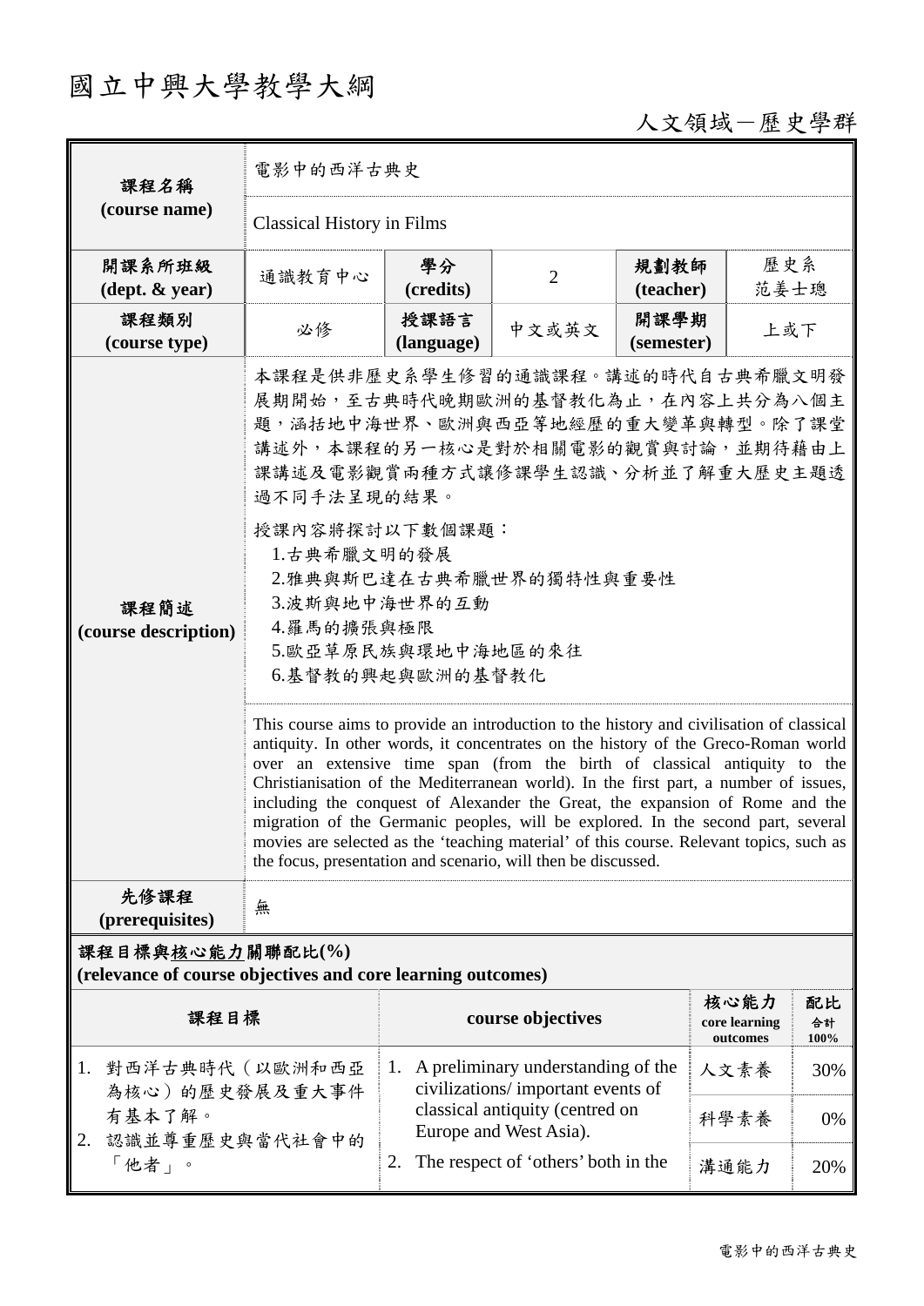# 國立中興大學教學大綱

人文領域－歷史學群

| 課程名稱 (course name) | 電影中的西洋古典史 | | | | |
|---|---|---|---|---|---|
| | Classical History in Films | | | | |
| 開課系所班級 (dept. & year) | 通識教育中心 | 學分 (credits) | 2 | 規劃教師 (teacher) | 歷史系 范姜士璁 |
| 課程類別 (course type) | 必修 | 授課語言 (language) | 中文或英文 | 開課學期 (semester) | 上或下 |

**課程簡述 (course description)**

本課程是供非歷史系學生修習的通識課程。講述的時代自古典希臘文明發展期開始，至古典時代晚期歐洲的基督教化為止，在內容上共分為八個主題，涵括地中海世界、歐洲與西亞等地經歷的重大變革與轉型。除了課堂講述外，本課程的另一核心是對於相關電影的觀賞與討論，並期待藉由上課講述及電影觀賞兩種方式讓修課學生認識、分析並了解重大歷史主題透過不同手法呈現的結果。

授課內容將探討以下數個課題：

1.古典希臘文明的發展
2.雅典與斯巴達在古典希臘世界的獨特性與重要性
3.波斯與地中海世界的互動
4.羅馬的擴張與極限
5.歐亞草原民族與環地中海地區的來往
6.基督教的興起與歐洲的基督教化

This course aims to provide an introduction to the history and civilisation of classical antiquity. In other words, it concentrates on the history of the Greco-Roman world over an extensive time span (from the birth of classical antiquity to the Christianisation of the Mediterranean world). In the first part, a number of issues, including the conquest of Alexander the Great, the expansion of Rome and the migration of the Germanic peoples, will be explored. In the second part, several movies are selected as the 'teaching material' of this course. Relevant topics, such as the focus, presentation and scenario, will then be discussed.

**先修課程 (prerequisites)**：無

**課程目標與核心能力關聯配比(%) (relevance of course objectives and core learning outcomes)**

| 課程目標 | course objectives | 核心能力 core learning outcomes | 配比 合計 100% |
|---|---|---|---|
| 1. 對西洋古典時代（以歐洲和西亞為核心）的歷史發展及重大事件有基本了解。<br>2. 認識並尊重歷史與當代社會中的「他者」。 | 1. A preliminary understanding of the civilizations/ important events of classical antiquity (centred on Europe and West Asia).<br>2. The respect of 'others' both in the | 人文素養 | 30% |
| | | 科學素養 | 0% |
| | | 溝通能力 | 20% |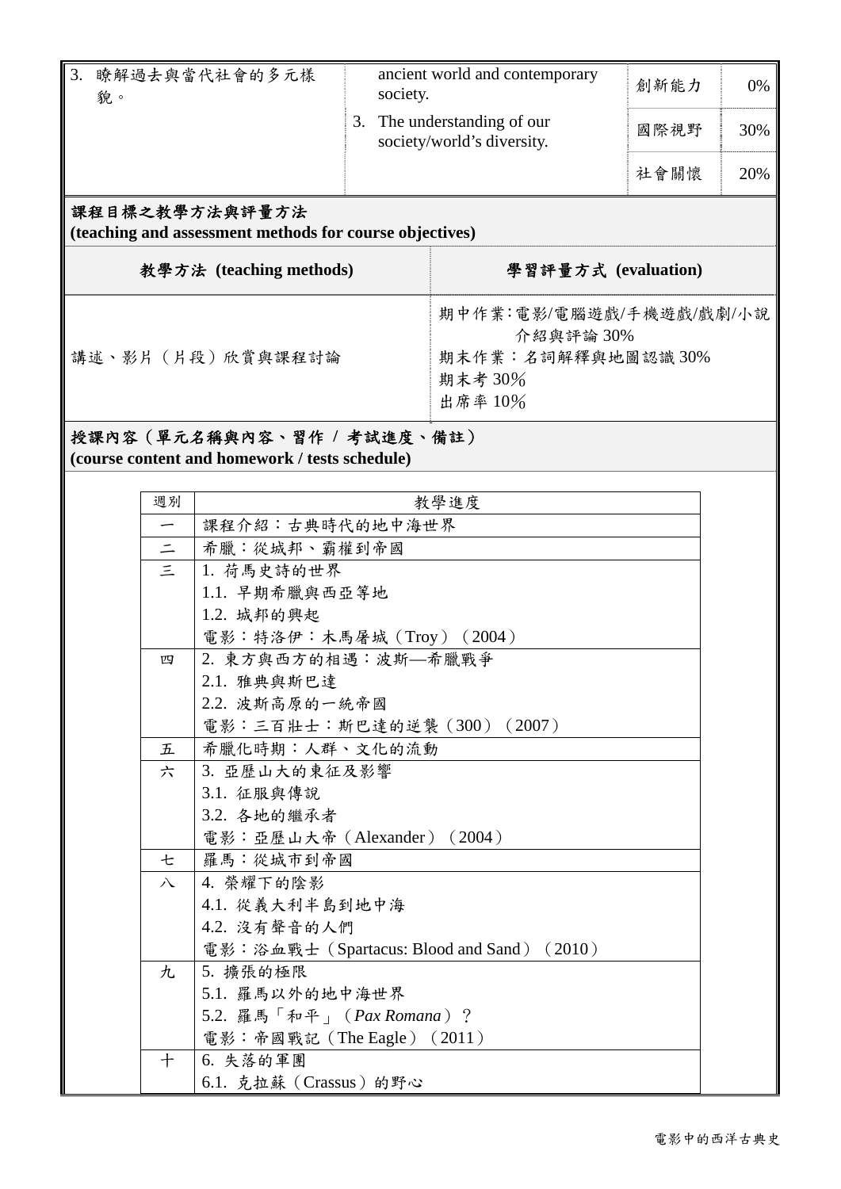| | | | |
|---|---|---|---|
| 3. 瞭解過去與當代社會的多元樣貌。 | ancient world and contemporary society. | 創新能力 | 0% |
| | 3. The understanding of our society/world's diversity. | 國際視野 | 30% |
| | | 社會關懷 | 20% |

**課程目標之教學方法與評量方法**
**(teaching and assessment methods for course objectives)**

| 教學方法 (teaching methods) | 學習評量方式 (evaluation) |
|---|---|
| 講述、影片（片段）欣賞與課程討論 | 期中作業：電影/電腦遊戲/手機遊戲/戲劇/小說介紹與評論 30%<br>期末作業：名詞解釋與地圖認識 30%<br>期末考 30%<br>出席率 10% |

**授課內容（單元名稱與內容、習作 / 考試進度、備註）**
**(course content and homework / tests schedule)**

| 週別 | 教學進度 |
|---|---|
| 一 | 課程介紹：古典時代的地中海世界 |
| 二 | 希臘：從城邦、霸權到帝國 |
| 三 | 1. 荷馬史詩的世界<br>1.1. 早期希臘與西亞等地<br>1.2. 城邦的興起<br>電影：特洛伊：木馬屠城（Troy）（2004） |
| 四 | 2. 東方與西方的相遇：波斯—希臘戰爭<br>2.1. 雅典與斯巴達<br>2.2. 波斯高原的一統帝國<br>電影：三百壯士：斯巴達的逆襲（300）（2007） |
| 五 | 希臘化時期：人群、文化的流動 |
| 六 | 3. 亞歷山大的東征及影響<br>3.1. 征服與傳說<br>3.2. 各地的繼承者<br>電影：亞歷山大帝（Alexander）（2004） |
| 七 | 羅馬：從城市到帝國 |
| 八 | 4. 榮耀下的陰影<br>4.1. 從義大利半島到地中海<br>4.2. 沒有聲音的人們<br>電影：浴血戰士（Spartacus: Blood and Sand）（2010） |
| 九 | 5. 擴張的極限<br>5.1. 羅馬以外的地中海世界<br>5.2. 羅馬「和平」（*Pax Romana*）？<br>電影：帝國戰記（The Eagle）（2011） |
| 十 | 6. 失落的軍團<br>6.1. 克拉蘇（Crassus）的野心 |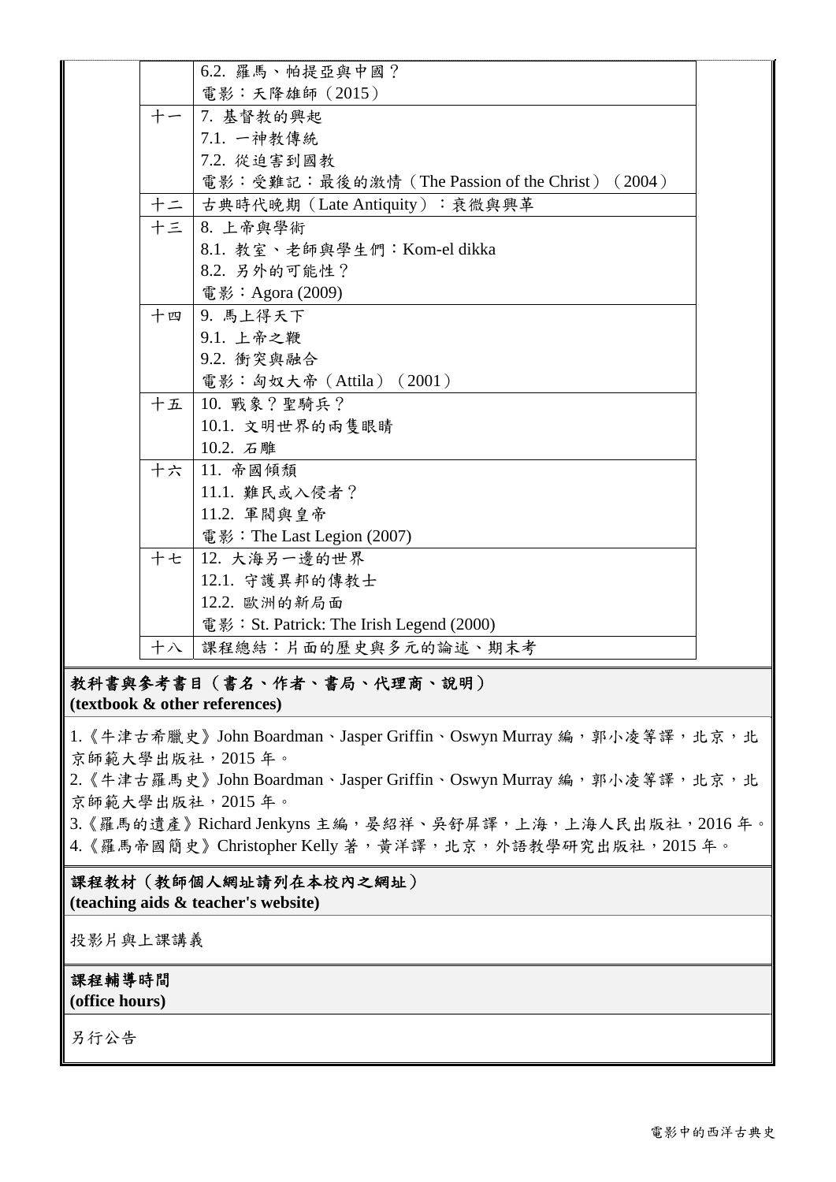| | |
|---|---|
| | 6.2. 羅馬、帕提亞與中國？<br>電影：天降雄師（2015） |
| 十一 | 7. 基督教的興起<br>7.1. 一神教傳統<br>7.2. 從迫害到國教<br>電影：受難記：最後的激情（The Passion of the Christ）（2004） |
| 十二 | 古典時代晚期（Late Antiquity）：衰微與興革 |
| 十三 | 8. 上帝與學術<br>8.1. 教室、老師與學生們：Kom-el dikka<br>8.2. 另外的可能性？<br>電影：Agora (2009) |
| 十四 | 9. 馬上得天下<br>9.1. 上帝之鞭<br>9.2. 衝突與融合<br>電影：匈奴大帝（Attila）（2001） |
| 十五 | 10. 戰象？聖騎兵？<br>10.1. 文明世界的兩隻眼睛<br>10.2. 石雕 |
| 十六 | 11. 帝國傾頹<br>11.1. 難民或入侵者？<br>11.2. 軍閥與皇帝<br>電影：The Last Legion (2007) |
| 十七 | 12. 大海另一邊的世界<br>12.1. 守護異邦的傳教士<br>12.2. 歐洲的新局面<br>電影：St. Patrick: The Irish Legend (2000) |
| 十八 | 課程總結：片面的歷史與多元的論述、期末考 |

**教科書與參考書目（書名、作者、書局、代理商、說明）**
**(textbook & other references)**

1.《牛津古希臘史》John Boardman、Jasper Griffin、Oswyn Murray 編，郭小凌等譯，北京，北京師範大學出版社，2015 年。
2.《牛津古羅馬史》John Boardman、Jasper Griffin、Oswyn Murray 編，郭小凌等譯，北京，北京師範大學出版社，2015 年。
3.《羅馬的遺產》Richard Jenkyns 主編，晏紹祥、吳舒屏譯，上海，上海人民出版社，2016 年。
4.《羅馬帝國簡史》Christopher Kelly 著，黃洋譯，北京，外語教學研究出版社，2015 年。

**課程教材（教師個人網址請列在本校內之網址）**
**(teaching aids & teacher's website)**

投影片與上課講義

**課程輔導時間**
**(office hours)**

另行公告